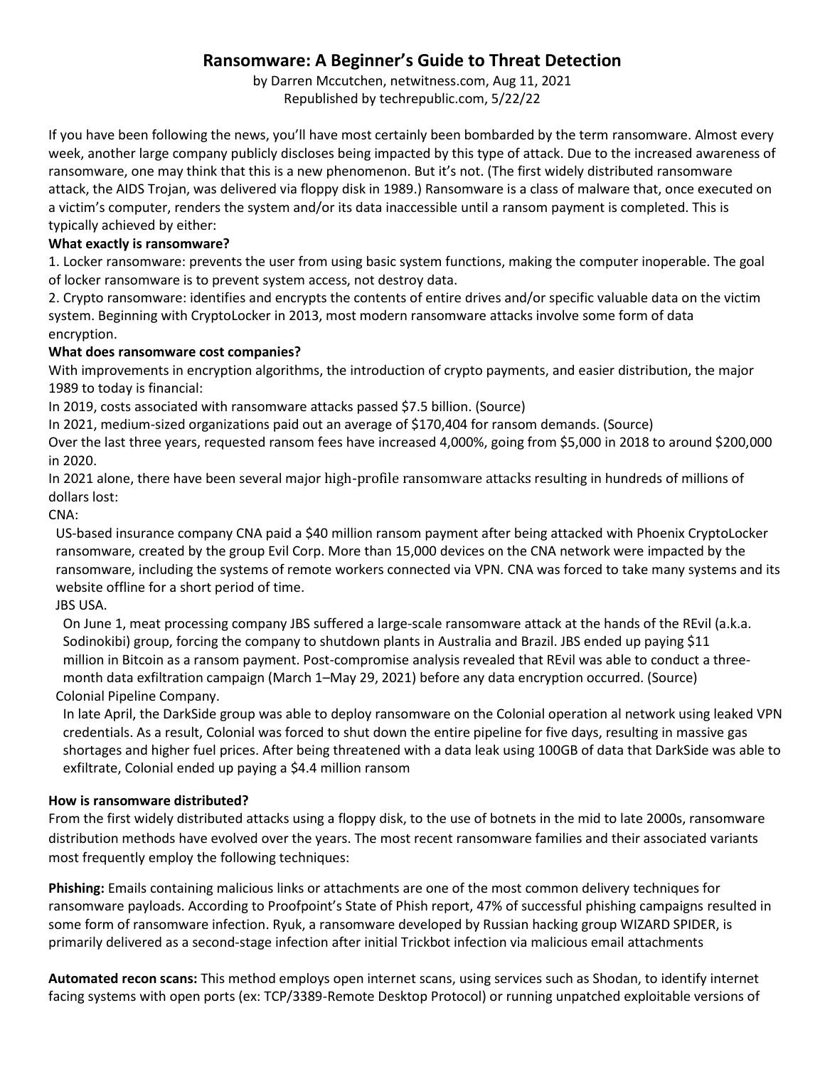# Ransomware: A Beginner's Guide to Threat Detection

by Darren Mccutchen, netwitness.com, Aug 11, 2021
Republished by techrepublic.com, 5/22/22

If you have been following the news, you'll have most certainly been bombarded by the term ransomware. Almost every week, another large company publicly discloses being impacted by this type of attack. Due to the increased awareness of ransomware, one may think that this is a new phenomenon. But it's not. (The first widely distributed ransomware attack, the AIDS Trojan, was delivered via floppy disk in 1989.) Ransomware is a class of malware that, once executed on a victim's computer, renders the system and/or its data inaccessible until a ransom payment is completed. This is typically achieved by either:

**What exactly is ransomware?**

1. Locker ransomware: prevents the user from using basic system functions, making the computer inoperable. The goal of locker ransomware is to prevent system access, not destroy data.
2. Crypto ransomware: identifies and encrypts the contents of entire drives and/or specific valuable data on the victim system. Beginning with CryptoLocker in 2013, most modern ransomware attacks involve some form of data encryption.

**What does ransomware cost companies?**

With improvements in encryption algorithms, the introduction of crypto payments, and easier distribution, the major 1989 to today is financial:

In 2019, costs associated with ransomware attacks passed $7.5 billion. (Source)

In 2021, medium-sized organizations paid out an average of $170,404 for ransom demands. (Source)

Over the last three years, requested ransom fees have increased 4,000%, going from $5,000 in 2018 to around $200,000 in 2020.

In 2021 alone, there have been several major high-profile ransomware attacks resulting in hundreds of millions of dollars lost:

CNA:

US-based insurance company CNA paid a $40 million ransom payment after being attacked with Phoenix CryptoLocker ransomware, created by the group Evil Corp. More than 15,000 devices on the CNA network were impacted by the ransomware, including the systems of remote workers connected via VPN. CNA was forced to take many systems and its website offline for a short period of time.

JBS USA.

On June 1, meat processing company JBS suffered a large-scale ransomware attack at the hands of the REvil (a.k.a. Sodinokibi) group, forcing the company to shutdown plants in Australia and Brazil. JBS ended up paying $11 million in Bitcoin as a ransom payment. Post-compromise analysis revealed that REvil was able to conduct a three-month data exfiltration campaign (March 1–May 29, 2021) before any data encryption occurred. (Source)

Colonial Pipeline Company.

In late April, the DarkSide group was able to deploy ransomware on the Colonial operation al network using leaked VPN credentials. As a result, Colonial was forced to shut down the entire pipeline for five days, resulting in massive gas shortages and higher fuel prices. After being threatened with a data leak using 100GB of data that DarkSide was able to exfiltrate, Colonial ended up paying a $4.4 million ransom

**How is ransomware distributed?**

From the first widely distributed attacks using a floppy disk, to the use of botnets in the mid to late 2000s, ransomware distribution methods have evolved over the years. The most recent ransomware families and their associated variants most frequently employ the following techniques:

**Phishing:** Emails containing malicious links or attachments are one of the most common delivery techniques for ransomware payloads. According to Proofpoint's State of Phish report, 47% of successful phishing campaigns resulted in some form of ransomware infection. Ryuk, a ransomware developed by Russian hacking group WIZARD SPIDER, is primarily delivered as a second-stage infection after initial Trickbot infection via malicious email attachments

**Automated recon scans:** This method employs open internet scans, using services such as Shodan, to identify internet facing systems with open ports (ex: TCP/3389-Remote Desktop Protocol) or running unpatched exploitable versions of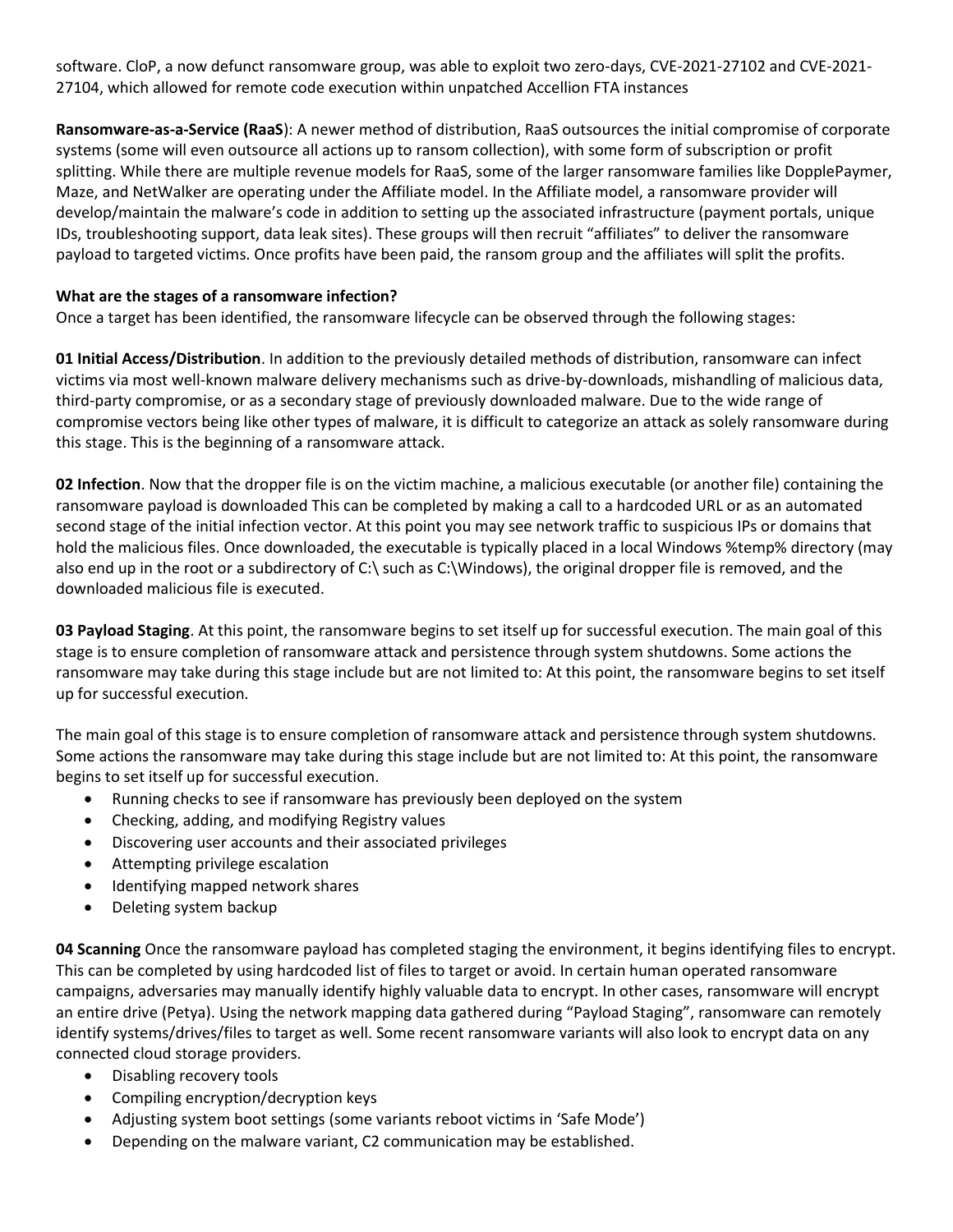software. CloP, a now defunct ransomware group, was able to exploit two zero-days, CVE-2021-27102 and CVE-2021-27104, which allowed for remote code execution within unpatched Accellion FTA instances

**Ransomware-as-a-Service (RaaS)**: A newer method of distribution, RaaS outsources the initial compromise of corporate systems (some will even outsource all actions up to ransom collection), with some form of subscription or profit splitting. While there are multiple revenue models for RaaS, some of the larger ransomware families like DopplePaymer, Maze, and NetWalker are operating under the Affiliate model. In the Affiliate model, a ransomware provider will develop/maintain the malware's code in addition to setting up the associated infrastructure (payment portals, unique IDs, troubleshooting support, data leak sites). These groups will then recruit "affiliates" to deliver the ransomware payload to targeted victims. Once profits have been paid, the ransom group and the affiliates will split the profits.

**What are the stages of a ransomware infection?**

Once a target has been identified, the ransomware lifecycle can be observed through the following stages:

**01 Initial Access/Distribution**. In addition to the previously detailed methods of distribution, ransomware can infect victims via most well-known malware delivery mechanisms such as drive-by-downloads, mishandling of malicious data, third-party compromise, or as a secondary stage of previously downloaded malware. Due to the wide range of compromise vectors being like other types of malware, it is difficult to categorize an attack as solely ransomware during this stage. This is the beginning of a ransomware attack.

**02 Infection**. Now that the dropper file is on the victim machine, a malicious executable (or another file) containing the ransomware payload is downloaded This can be completed by making a call to a hardcoded URL or as an automated second stage of the initial infection vector. At this point you may see network traffic to suspicious IPs or domains that hold the malicious files. Once downloaded, the executable is typically placed in a local Windows %temp% directory (may also end up in the root or a subdirectory of C:\ such as C:\Windows), the original dropper file is removed, and the downloaded malicious file is executed.

**03 Payload Staging**. At this point, the ransomware begins to set itself up for successful execution. The main goal of this stage is to ensure completion of ransomware attack and persistence through system shutdowns. Some actions the ransomware may take during this stage include but are not limited to: At this point, the ransomware begins to set itself up for successful execution.

The main goal of this stage is to ensure completion of ransomware attack and persistence through system shutdowns. Some actions the ransomware may take during this stage include but are not limited to: At this point, the ransomware begins to set itself up for successful execution.

- Running checks to see if ransomware has previously been deployed on the system
- Checking, adding, and modifying Registry values
- Discovering user accounts and their associated privileges
- Attempting privilege escalation
- Identifying mapped network shares
- Deleting system backup

**04 Scanning** Once the ransomware payload has completed staging the environment, it begins identifying files to encrypt. This can be completed by using hardcoded list of files to target or avoid. In certain human operated ransomware campaigns, adversaries may manually identify highly valuable data to encrypt. In other cases, ransomware will encrypt an entire drive (Petya). Using the network mapping data gathered during "Payload Staging", ransomware can remotely identify systems/drives/files to target as well. Some recent ransomware variants will also look to encrypt data on any connected cloud storage providers.

- Disabling recovery tools
- Compiling encryption/decryption keys
- Adjusting system boot settings (some variants reboot victims in 'Safe Mode')
- Depending on the malware variant, C2 communication may be established.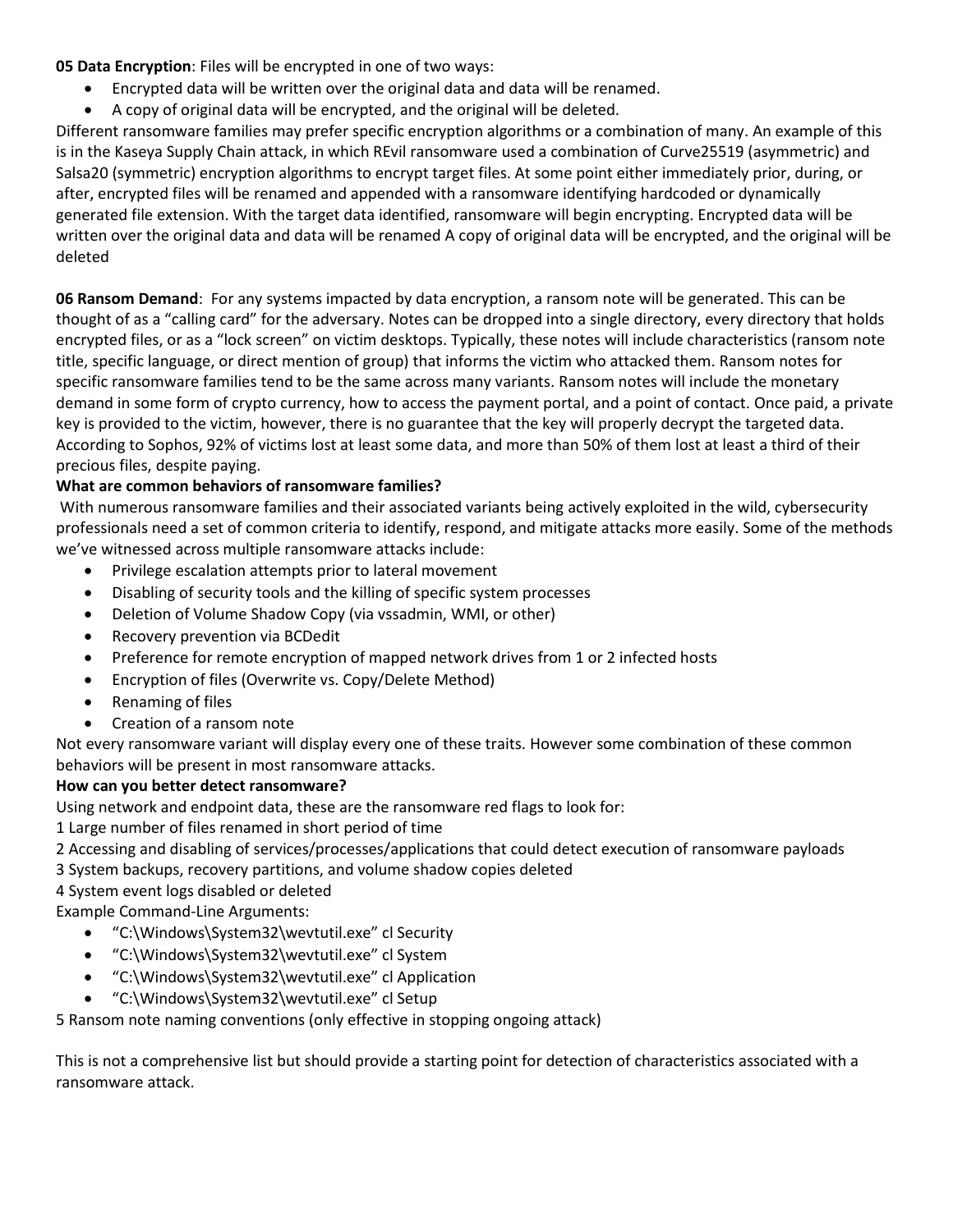**05 Data Encryption**: Files will be encrypted in one of two ways:

- Encrypted data will be written over the original data and data will be renamed.
- A copy of original data will be encrypted, and the original will be deleted.

Different ransomware families may prefer specific encryption algorithms or a combination of many. An example of this is in the Kaseya Supply Chain attack, in which REvil ransomware used a combination of Curve25519 (asymmetric) and Salsa20 (symmetric) encryption algorithms to encrypt target files. At some point either immediately prior, during, or after, encrypted files will be renamed and appended with a ransomware identifying hardcoded or dynamically generated file extension. With the target data identified, ransomware will begin encrypting. Encrypted data will be written over the original data and data will be renamed A copy of original data will be encrypted, and the original will be deleted

**06 Ransom Demand**: For any systems impacted by data encryption, a ransom note will be generated. This can be thought of as a "calling card" for the adversary. Notes can be dropped into a single directory, every directory that holds encrypted files, or as a "lock screen" on victim desktops. Typically, these notes will include characteristics (ransom note title, specific language, or direct mention of group) that informs the victim who attacked them. Ransom notes for specific ransomware families tend to be the same across many variants. Ransom notes will include the monetary demand in some form of crypto currency, how to access the payment portal, and a point of contact. Once paid, a private key is provided to the victim, however, there is no guarantee that the key will properly decrypt the targeted data. According to Sophos, 92% of victims lost at least some data, and more than 50% of them lost at least a third of their precious files, despite paying.

**What are common behaviors of ransomware families?**

With numerous ransomware families and their associated variants being actively exploited in the wild, cybersecurity professionals need a set of common criteria to identify, respond, and mitigate attacks more easily. Some of the methods we've witnessed across multiple ransomware attacks include:

- Privilege escalation attempts prior to lateral movement
- Disabling of security tools and the killing of specific system processes
- Deletion of Volume Shadow Copy (via vssadmin, WMI, or other)
- Recovery prevention via BCDedit
- Preference for remote encryption of mapped network drives from 1 or 2 infected hosts
- Encryption of files (Overwrite vs. Copy/Delete Method)
- Renaming of files
- Creation of a ransom note

Not every ransomware variant will display every one of these traits. However some combination of these common behaviors will be present in most ransomware attacks.

**How can you better detect ransomware?**

Using network and endpoint data, these are the ransomware red flags to look for:

1 Large number of files renamed in short period of time

2 Accessing and disabling of services/processes/applications that could detect execution of ransomware payloads

3 System backups, recovery partitions, and volume shadow copies deleted

4 System event logs disabled or deleted

Example Command-Line Arguments:

- "C:\Windows\System32\wevtutil.exe" cl Security
- "C:\Windows\System32\wevtutil.exe" cl System
- "C:\Windows\System32\wevtutil.exe" cl Application
- "C:\Windows\System32\wevtutil.exe" cl Setup

5 Ransom note naming conventions (only effective in stopping ongoing attack)

This is not a comprehensive list but should provide a starting point for detection of characteristics associated with a ransomware attack.